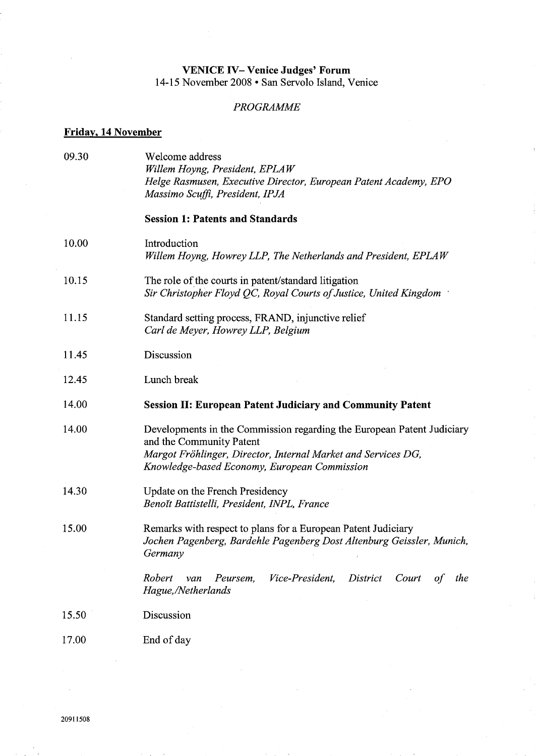# VENICE IV– Venice Judges' Forum

14-15 November 2008 • San Servolo Island, Venice

*PROGRAMME*

## Friday, 14 November

| | |
|---|---|
| 09.30 | Welcome address<br>*Willem Hoyng, President, EPLAW*<br>*Helge Rasmusen, Executive Director, European Patent Academy, EPO*<br>*Massimo Scuffi, President, IPJA* |
| | **Session 1: Patents and Standards** |
| 10.00 | Introduction<br>*Willem Hoyng, Howrey LLP, The Netherlands and President, EPLAW* |
| 10.15 | The role of the courts in patent/standard litigation<br>*Sir Christopher Floyd QC, Royal Courts of Justice, United Kingdom* |
| 11.15 | Standard setting process, FRAND, injunctive relief<br>*Carl de Meyer, Howrey LLP, Belgium* |
| 11.45 | Discussion |
| 12.45 | Lunch break |
| 14.00 | **Session II: European Patent Judiciary and Community Patent** |
| 14.00 | Developments in the Commission regarding the European Patent Judiciary and the Community Patent<br>*Margot Fröhlinger, Director, Internal Market and Services DG, Knowledge-based Economy, European Commission* |
| 14.30 | Update on the French Presidency<br>*Benoît Battistelli, President, INPL, France* |
| 15.00 | Remarks with respect to plans for a European Patent Judiciary<br>*Jochen Pagenberg, Bardehle Pagenberg Dost Altenburg Geissler, Munich, Germany*<br><br>*Robert van Peursem, Vice-President, District Court of the Hague,/Netherlands* |
| 15.50 | Discussion |
| 17.00 | End of day |

20911508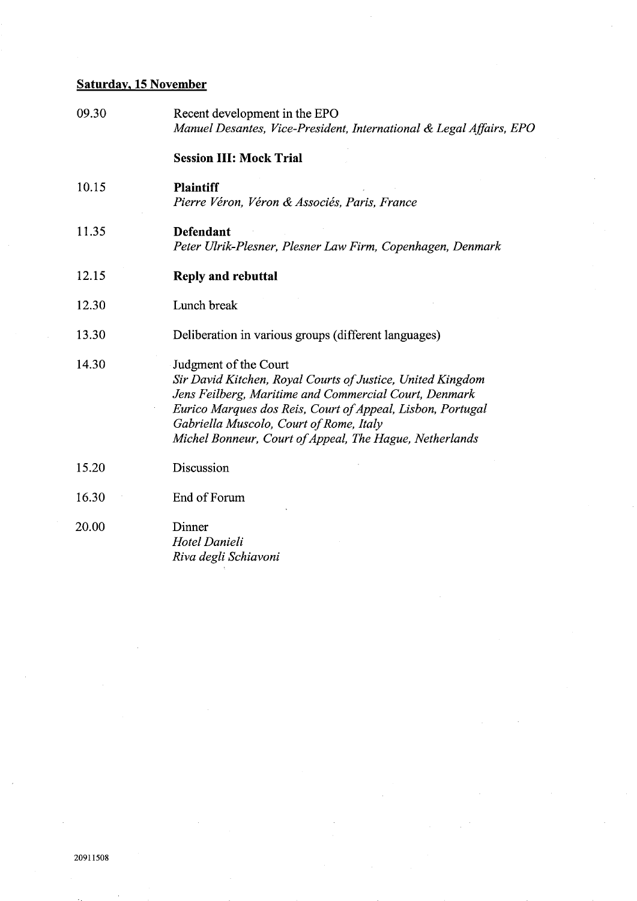**Saturday, 15 November**

| | |
|---|---|
| 09.30 | Recent development in the EPO<br>*Manuel Desantes, Vice-President, International & Legal Affairs, EPO* |
| | **Session III: Mock Trial** |
| 10.15 | **Plaintiff**<br>*Pierre Véron, Véron & Associés, Paris, France* |
| 11.35 | **Defendant**<br>*Peter Ulrik-Plesner, Plesner Law Firm, Copenhagen, Denmark* |
| 12.15 | **Reply and rebuttal** |
| 12.30 | Lunch break |
| 13.30 | Deliberation in various groups (different languages) |
| 14.30 | Judgment of the Court<br>*Sir David Kitchen, Royal Courts of Justice, United Kingdom*<br>*Jens Feilberg, Maritime and Commercial Court, Denmark*<br>*Eurico Marques dos Reis, Court of Appeal, Lisbon, Portugal*<br>*Gabriella Muscolo, Court of Rome, Italy*<br>*Michel Bonneur, Court of Appeal, The Hague, Netherlands* |
| 15.20 | Discussion |
| 16.30 | End of Forum |
| 20.00 | Dinner<br>*Hotel Danieli*<br>*Riva degli Schiavoni* |

20911508